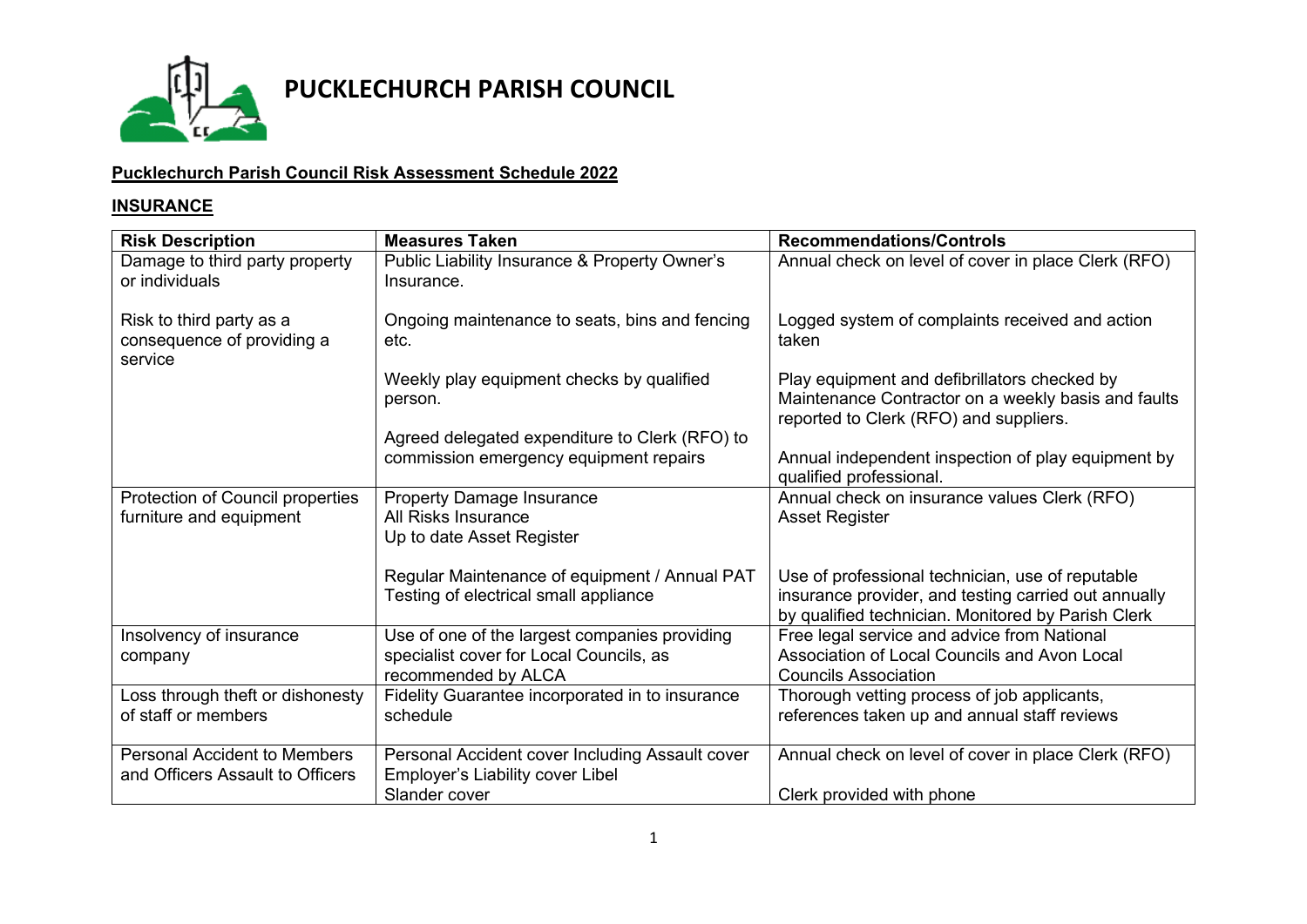# PUCKLECHURCH PARISH COUNCIL

**Pucklechurch Parish Council Risk Assessment Schedule 2022**

## INSURANCE

| Risk Description | Measures Taken | Recommendations/Controls |
|---|---|---|
| Damage to third party property or individuals<br><br>Risk to third party as a consequence of providing a service | Public Liability Insurance & Property Owner's Insurance.<br><br>Ongoing maintenance to seats, bins and fencing etc.<br><br>Weekly play equipment checks by qualified person.<br><br>Agreed delegated expenditure to Clerk (RFO) to commission emergency equipment repairs | Annual check on level of cover in place Clerk (RFO)<br><br>Logged system of complaints received and action taken<br><br>Play equipment and defibrillators checked by Maintenance Contractor on a weekly basis and faults reported to Clerk (RFO) and suppliers.<br><br>Annual independent inspection of play equipment by qualified professional. |
| Protection of Council properties furniture and equipment | Property Damage Insurance<br>All Risks Insurance<br>Up to date Asset Register<br><br>Regular Maintenance of equipment / Annual PAT Testing of electrical small appliance | Annual check on insurance values Clerk (RFO)<br>Asset Register<br><br>Use of professional technician, use of reputable insurance provider, and testing carried out annually by qualified technician. Monitored by Parish Clerk |
| Insolvency of insurance company | Use of one of the largest companies providing specialist cover for Local Councils, as recommended by ALCA | Free legal service and advice from National Association of Local Councils and Avon Local Councils Association |
| Loss through theft or dishonesty of staff or members | Fidelity Guarantee incorporated in to insurance schedule | Thorough vetting process of job applicants, references taken up and annual staff reviews |
| Personal Accident to Members and Officers Assault to Officers | Personal Accident cover Including Assault cover<br>Employer's Liability cover Libel<br>Slander cover | Annual check on level of cover in place Clerk (RFO)<br><br>Clerk provided with phone |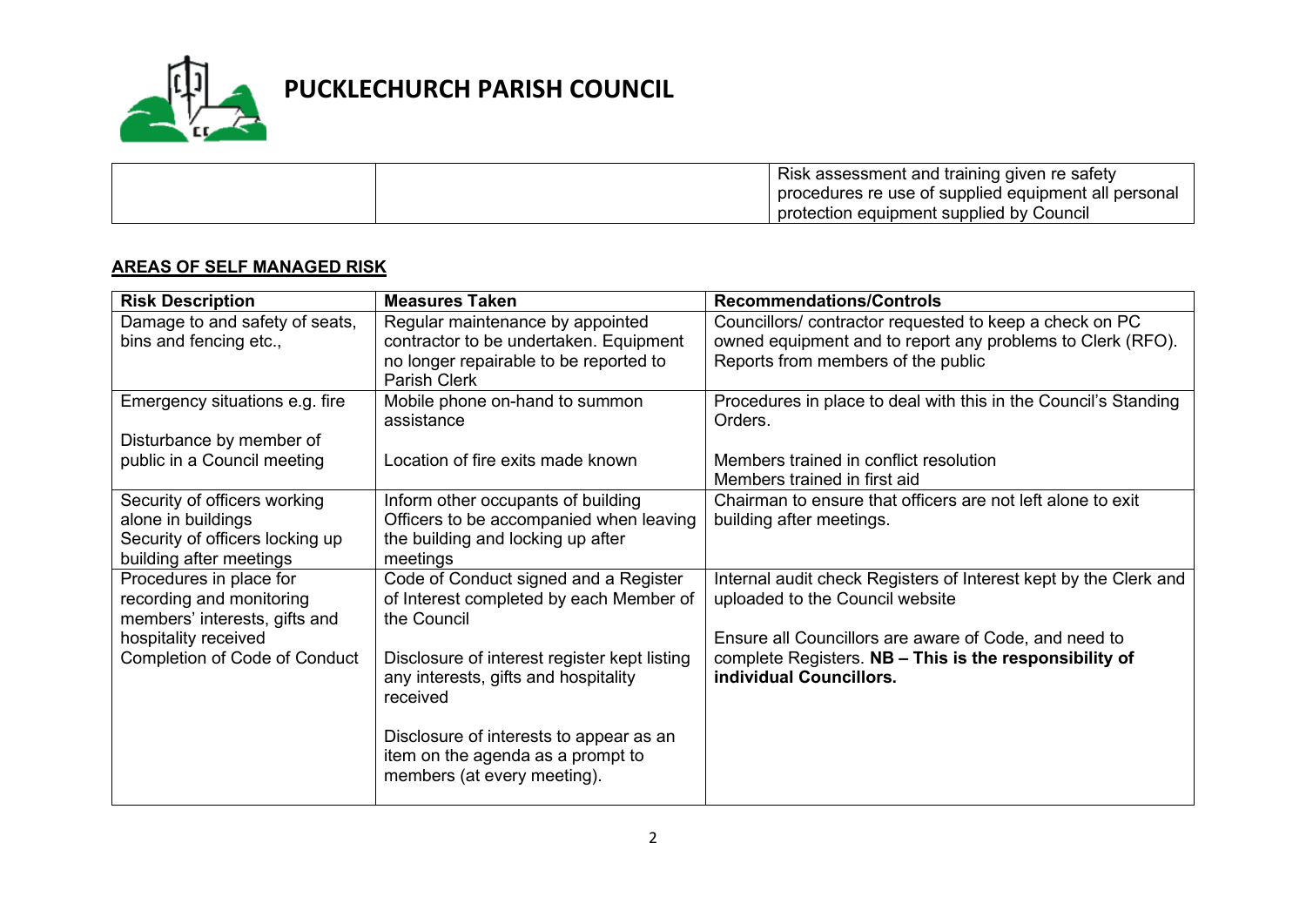| | | Risk assessment and training given re safety procedures re use of supplied equipment all personal protection equipment supplied by Council |
|---|---|---|

## AREAS OF SELF MANAGED RISK

| Risk Description | Measures Taken | Recommendations/Controls |
|---|---|---|
| Damage to and safety of seats, bins and fencing etc., | Regular maintenance by appointed contractor to be undertaken. Equipment no longer repairable to be reported to Parish Clerk | Councillors/ contractor requested to keep a check on PC owned equipment and to report any problems to Clerk (RFO). Reports from members of the public |
| Emergency situations e.g. fire<br><br>Disturbance by member of public in a Council meeting | Mobile phone on-hand to summon assistance<br><br>Location of fire exits made known | Procedures in place to deal with this in the Council's Standing Orders.<br><br>Members trained in conflict resolution<br>Members trained in first aid |
| Security of officers working alone in buildings<br>Security of officers locking up building after meetings | Inform other occupants of building<br>Officers to be accompanied when leaving the building and locking up after meetings | Chairman to ensure that officers are not left alone to exit building after meetings. |
| Procedures in place for recording and monitoring members' interests, gifts and hospitality received<br>Completion of Code of Conduct | Code of Conduct signed and a Register of Interest completed by each Member of the Council<br><br>Disclosure of interest register kept listing any interests, gifts and hospitality received<br><br>Disclosure of interests to appear as an item on the agenda as a prompt to members (at every meeting). | Internal audit check Registers of Interest kept by the Clerk and uploaded to the Council website<br><br>Ensure all Councillors are aware of Code, and need to complete Registers. **NB – This is the responsibility of individual Councillors.** |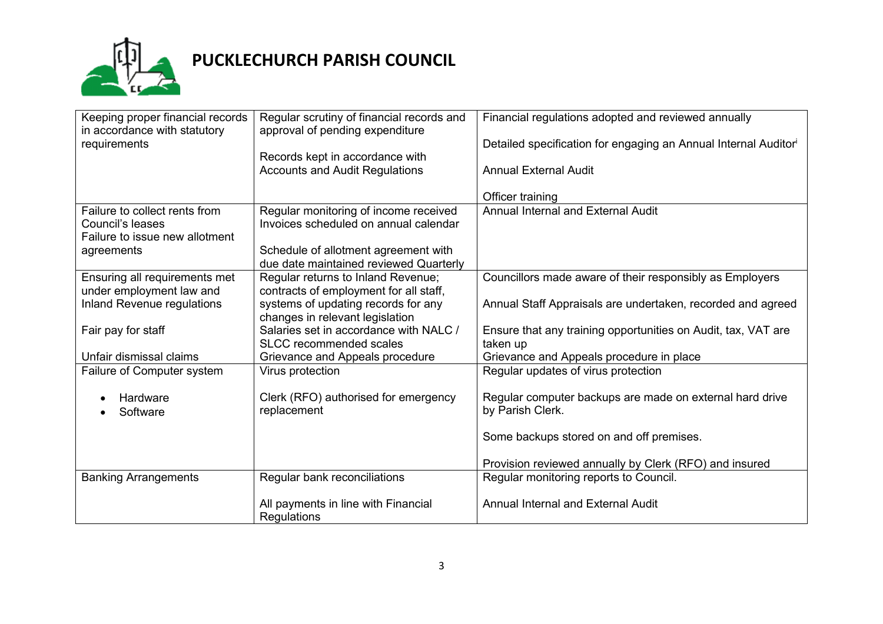# PUCKLECHURCH PARISH COUNCIL

| | | |
|---|---|---|
| Keeping proper financial records in accordance with statutory requirements | Regular scrutiny of financial records and approval of pending expenditure<br><br>Records kept in accordance with Accounts and Audit Regulations | Financial regulations adopted and reviewed annually<br><br>Detailed specification for engaging an Annual Internal Auditor[i]<br><br>Annual External Audit<br><br>Officer training |
| Failure to collect rents from Council's leases<br>Failure to issue new allotment agreements | Regular monitoring of income received<br>Invoices scheduled on annual calendar<br><br>Schedule of allotment agreement with due date maintained reviewed Quarterly | Annual Internal and External Audit |
| Ensuring all requirements met under employment law and Inland Revenue regulations<br><br>Fair pay for staff<br><br>Unfair dismissal claims | Regular returns to Inland Revenue; contracts of employment for all staff, systems of updating records for any changes in relevant legislation<br>Salaries set in accordance with NALC / SLCC recommended scales<br>Grievance and Appeals procedure | Councillors made aware of their responsibly as Employers<br><br>Annual Staff Appraisals are undertaken, recorded and agreed<br><br>Ensure that any training opportunities on Audit, tax, VAT are taken up<br>Grievance and Appeals procedure in place |
| Failure of Computer system<br><br>• Hardware<br>• Software | Virus protection<br><br>Clerk (RFO) authorised for emergency replacement | Regular updates of virus protection<br><br>Regular computer backups are made on external hard drive by Parish Clerk.<br><br>Some backups stored on and off premises.<br><br>Provision reviewed annually by Clerk (RFO) and insured |
| Banking Arrangements | Regular bank reconciliations<br><br>All payments in line with Financial Regulations | Regular monitoring reports to Council.<br><br>Annual Internal and External Audit |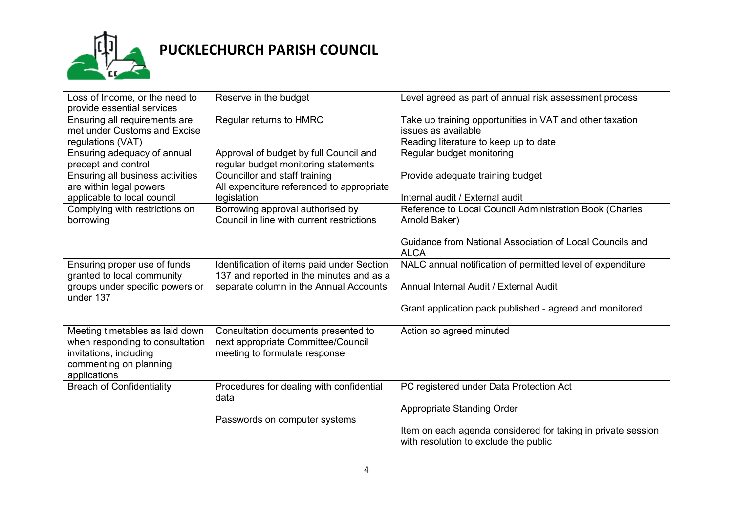# PUCKLECHURCH PARISH COUNCIL

| | | |
|---|---|---|
| Loss of Income, or the need to provide essential services | Reserve in the budget | Level agreed as part of annual risk assessment process |
| Ensuring all requirements are met under Customs and Excise regulations (VAT) | Regular returns to HMRC | Take up training opportunities in VAT and other taxation issues as available<br>Reading literature to keep up to date |
| Ensuring adequacy of annual precept and control | Approval of budget by full Council and regular budget monitoring statements | Regular budget monitoring |
| Ensuring all business activities are within legal powers applicable to local council | Councillor and staff training<br>All expenditure referenced to appropriate legislation | Provide adequate training budget<br><br>Internal audit / External audit |
| Complying with restrictions on borrowing | Borrowing approval authorised by Council in line with current restrictions | Reference to Local Council Administration Book (Charles Arnold Baker)<br><br>Guidance from National Association of Local Councils and ALCA |
| Ensuring proper use of funds granted to local community groups under specific powers or under 137 | Identification of items paid under Section 137 and reported in the minutes and as a separate column in the Annual Accounts | NALC annual notification of permitted level of expenditure<br><br>Annual Internal Audit / External Audit<br><br>Grant application pack published - agreed and monitored. |
| Meeting timetables as laid down when responding to consultation invitations, including commenting on planning applications | Consultation documents presented to next appropriate Committee/Council meeting to formulate response | Action so agreed minuted |
| Breach of Confidentiality | Procedures for dealing with confidential data<br><br>Passwords on computer systems | PC registered under Data Protection Act<br><br>Appropriate Standing Order<br><br>Item on each agenda considered for taking in private session with resolution to exclude the public |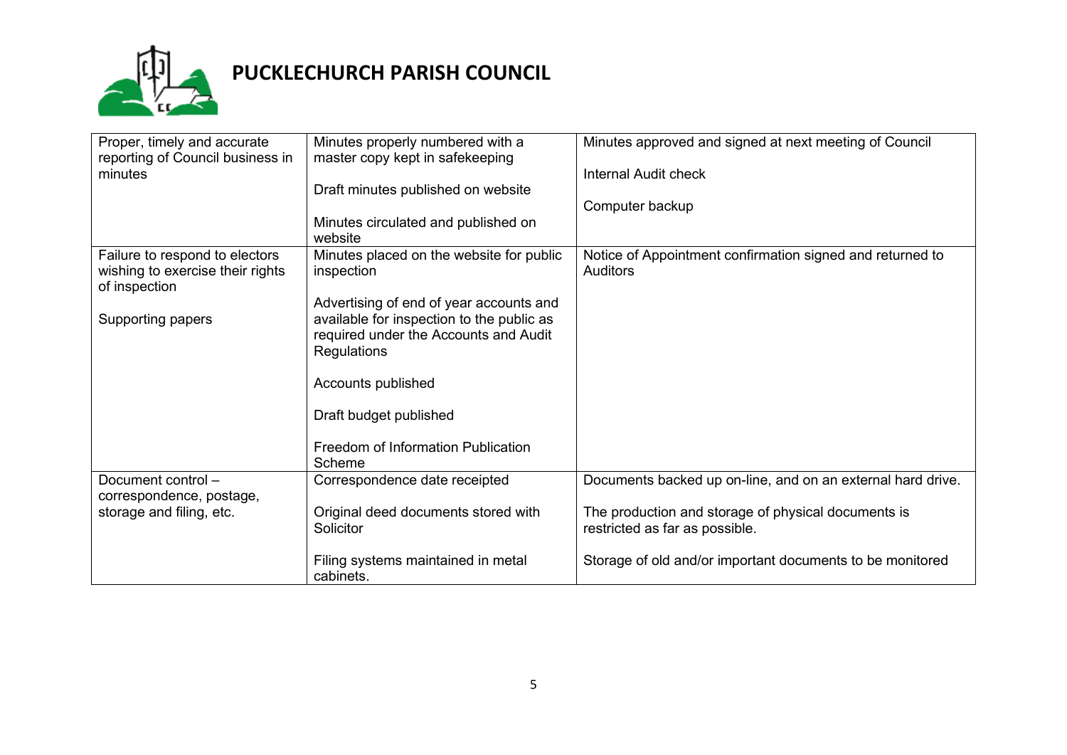# PUCKLECHURCH PARISH COUNCIL

| | | |
|---|---|---|
| Proper, timely and accurate reporting of Council business in minutes | Minutes properly numbered with a master copy kept in safekeeping<br><br>Draft minutes published on website<br><br>Minutes circulated and published on website | Minutes approved and signed at next meeting of Council<br><br>Internal Audit check<br><br>Computer backup |
| Failure to respond to electors wishing to exercise their rights of inspection<br><br>Supporting papers | Minutes placed on the website for public inspection<br><br>Advertising of end of year accounts and available for inspection to the public as required under the Accounts and Audit Regulations<br><br>Accounts published<br><br>Draft budget published<br><br>Freedom of Information Publication Scheme | Notice of Appointment confirmation signed and returned to Auditors |
| Document control – correspondence, postage, storage and filing, etc. | Correspondence date receipted<br><br>Original deed documents stored with Solicitor<br><br>Filing systems maintained in metal cabinets. | Documents backed up on-line, and on an external hard drive.<br><br>The production and storage of physical documents is restricted as far as possible.<br><br>Storage of old and/or important documents to be monitored |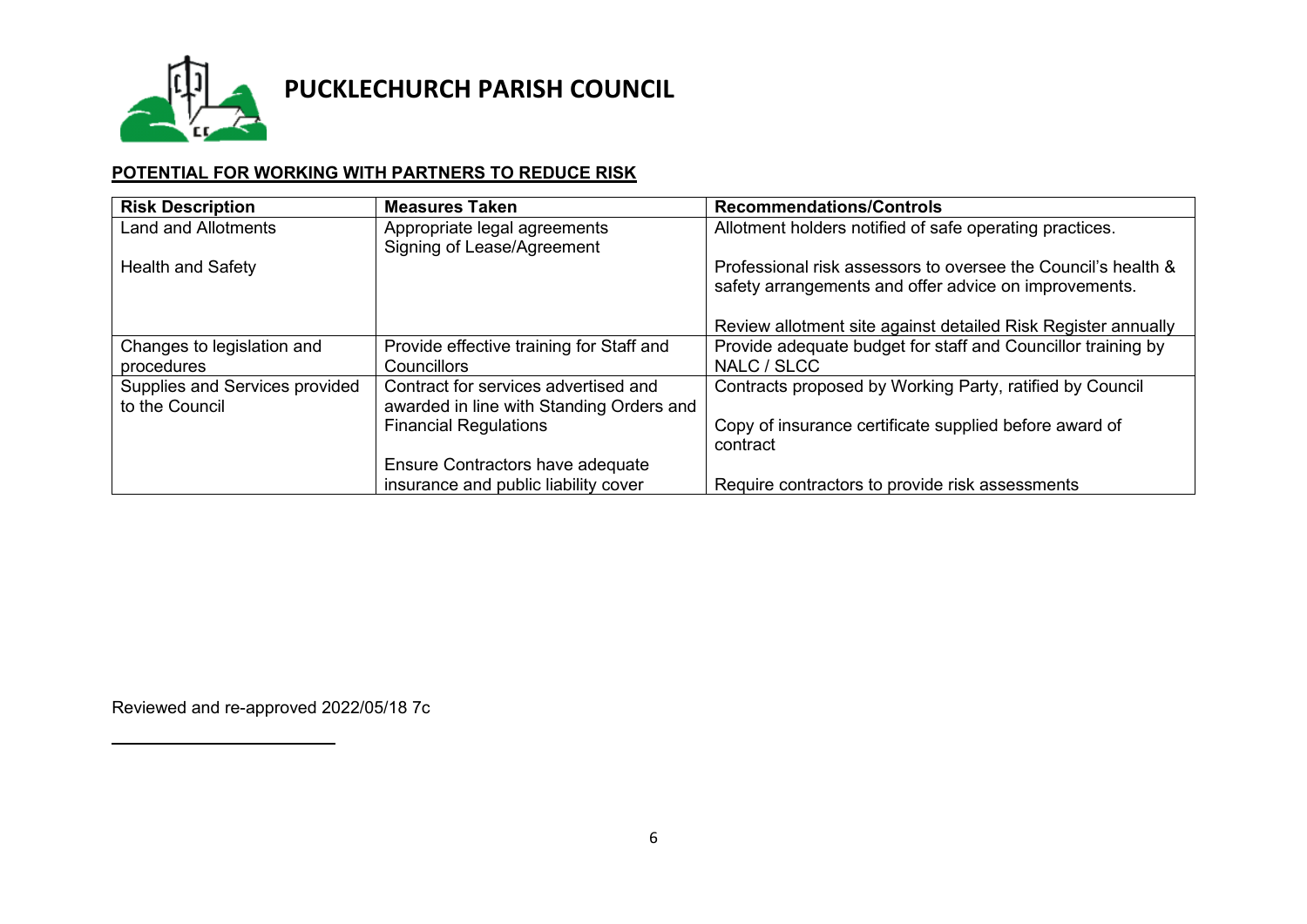# PUCKLECHURCH PARISH COUNCIL

**POTENTIAL FOR WORKING WITH PARTNERS TO REDUCE RISK**

| Risk Description | Measures Taken | Recommendations/Controls |
|---|---|---|
| Land and Allotments<br><br>Health and Safety | Appropriate legal agreements<br>Signing of Lease/Agreement | Allotment holders notified of safe operating practices.<br><br>Professional risk assessors to oversee the Council's health & safety arrangements and offer advice on improvements.<br><br>Review allotment site against detailed Risk Register annually |
| Changes to legislation and procedures | Provide effective training for Staff and Councillors | Provide adequate budget for staff and Councillor training by NALC / SLCC |
| Supplies and Services provided to the Council | Contract for services advertised and awarded in line with Standing Orders and Financial Regulations<br><br>Ensure Contractors have adequate insurance and public liability cover | Contracts proposed by Working Party, ratified by Council<br><br>Copy of insurance certificate supplied before award of contract<br><br>Require contractors to provide risk assessments |

Reviewed and re-approved 2022/05/18 7c